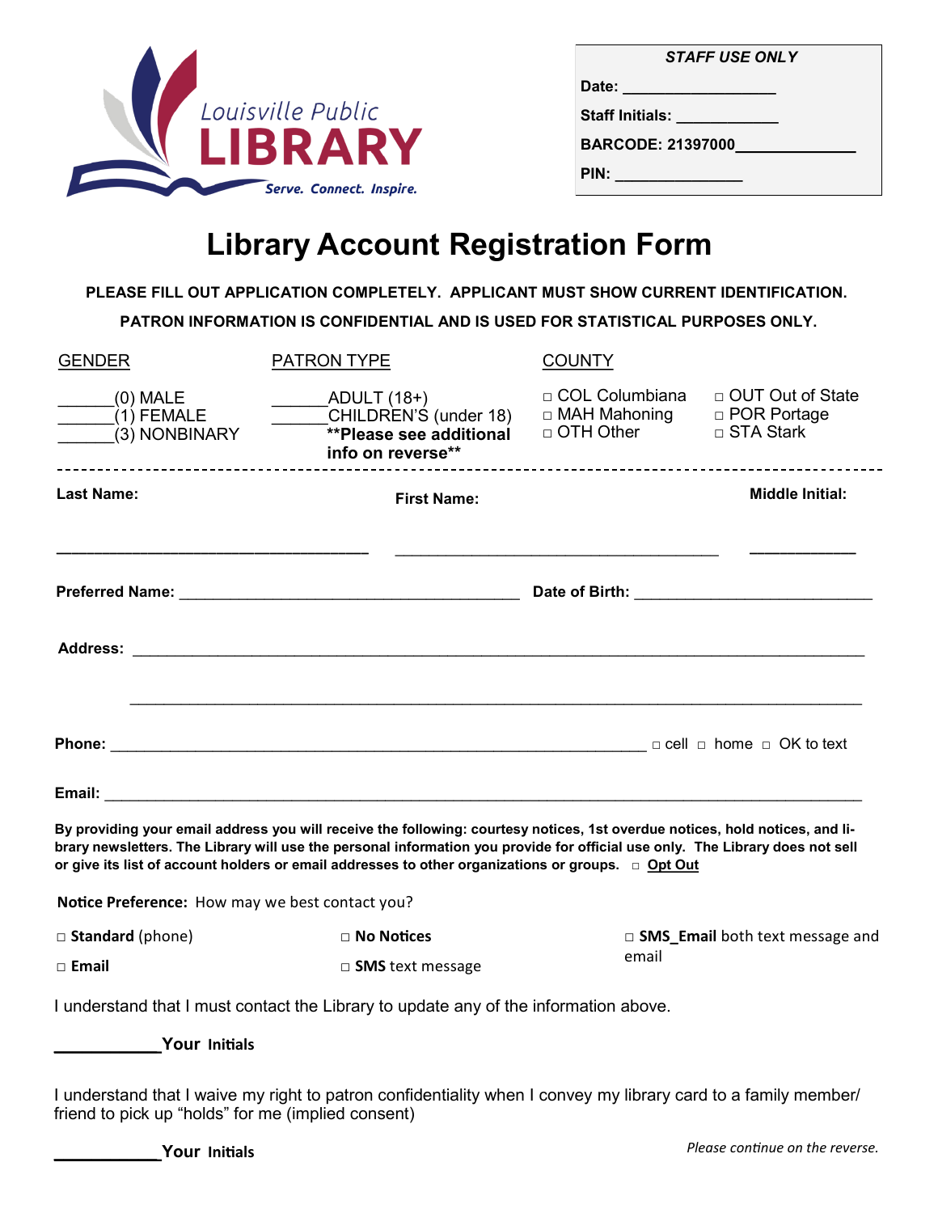Louisville Public
LIBRARY
*Serve. Connect. Inspire.*

***STAFF USE ONLY***

**Date:** __________________

**Staff Initials:** ____________

**BARCODE: 21397000**_____________

**PIN:** _______________

# Library Account Registration Form

**PLEASE FILL OUT APPLICATION COMPLETELY. APPLICANT MUST SHOW CURRENT IDENTIFICATION.**

**PATRON INFORMATION IS CONFIDENTIAL AND IS USED FOR STATISTICAL PURPOSES ONLY.**

| GENDER | PATRON TYPE | COUNTY | |
|---|---|---|---|
| ______(0) MALE | ______ADULT (18+) | □ COL Columbiana | □ OUT Out of State |
| ______(1) FEMALE | ______CHILDREN'S (under 18) | □ MAH Mahoning | □ POR Portage |
| ______(3) NONBINARY | **\*\*Please see additional info on reverse\*\*** | □ OTH Other | □ STA Stark |

**Last Name:** ______________________________ **First Name:** ______________________________ **Middle Initial:** __________

**Preferred Name:** ______________________________ **Date of Birth:** ______________________________

**Address:** ________________________________________________________________________

________________________________________________________________________

**Phone:** ____________________________________________________ □ cell □ home □ OK to text

**Email:** ________________________________________________________________________

**By providing your email address you will receive the following: courtesy notices, 1st overdue notices, hold notices, and library newsletters. The Library will use the personal information you provide for official use only. The Library does not sell or give its list of account holders or email addresses to other organizations or groups.** □ **Opt Out**

**Notice Preference:** How may we best contact you?

□ **Standard** (phone)

□ **Email**

□ **No Notices**

□ **SMS** text message

□ **SMS_Email** both text message and email

I understand that I must contact the Library to update any of the information above.

___________**Your Initials**

I understand that I waive my right to patron confidentiality when I convey my library card to a family member/friend to pick up "holds" for me (implied consent)

___________**Your Initials**

*Please continue on the reverse.*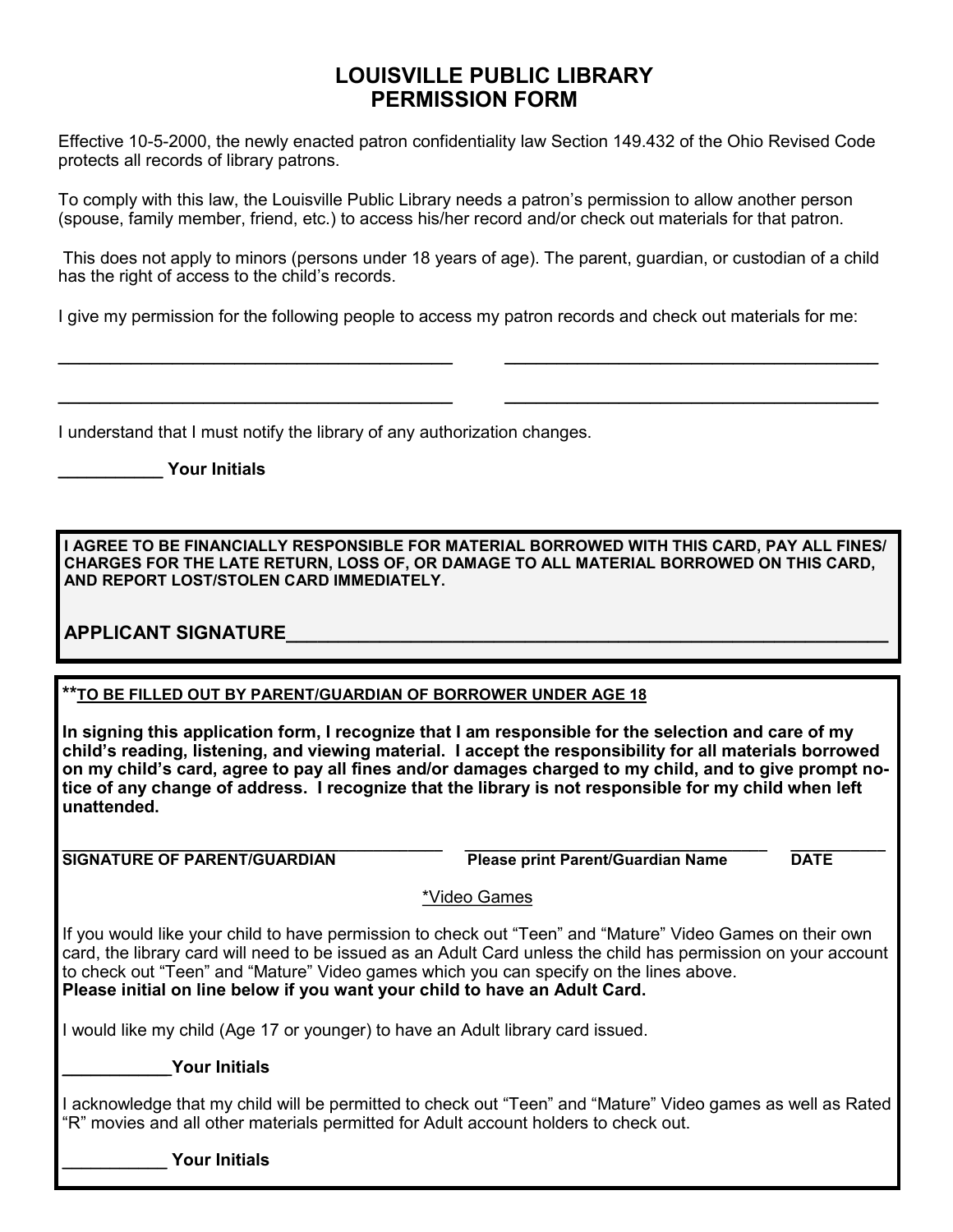# LOUISVILLE PUBLIC LIBRARY
# PERMISSION FORM

Effective 10-5-2000, the newly enacted patron confidentiality law Section 149.432 of the Ohio Revised Code protects all records of library patrons.

To comply with this law, the Louisville Public Library needs a patron's permission to allow another person (spouse, family member, friend, etc.) to access his/her record and/or check out materials for that patron.

This does not apply to minors (persons under 18 years of age). The parent, guardian, or custodian of a child has the right of access to the child's records.

I give my permission for the following people to access my patron records and check out materials for me:

\_\_\_\_\_\_\_\_\_\_\_\_\_\_\_\_\_\_\_\_\_\_\_\_\_\_\_\_\_\_\_\_\_\_\_\_\_\_\_\_ \_\_\_\_\_\_\_\_\_\_\_\_\_\_\_\_\_\_\_\_\_\_\_\_\_\_\_\_\_\_\_\_\_\_\_\_\_\_\_\_

\_\_\_\_\_\_\_\_\_\_\_\_\_\_\_\_\_\_\_\_\_\_\_\_\_\_\_\_\_\_\_\_\_\_\_\_\_\_\_\_ \_\_\_\_\_\_\_\_\_\_\_\_\_\_\_\_\_\_\_\_\_\_\_\_\_\_\_\_\_\_\_\_\_\_\_\_\_\_\_\_

I understand that I must notify the library of any authorization changes.

**\_\_\_\_\_\_\_\_\_\_\_ Your Initials**

**I AGREE TO BE FINANCIALLY RESPONSIBLE FOR MATERIAL BORROWED WITH THIS CARD, PAY ALL FINES/ CHARGES FOR THE LATE RETURN, LOSS OF, OR DAMAGE TO ALL MATERIAL BORROWED ON THIS CARD, AND REPORT LOST/STOLEN CARD IMMEDIATELY.**

**APPLICANT SIGNATURE\_\_\_\_\_\_\_\_\_\_\_\_\_\_\_\_\_\_\_\_\_\_\_\_\_\_\_\_\_\_\_\_\_\_\_\_\_\_\_\_\_\_\_\_\_\_\_\_\_\_\_\_\_\_**

**\*\*TO BE FILLED OUT BY PARENT/GUARDIAN OF BORROWER UNDER AGE 18**

**In signing this application form, I recognize that I am responsible for the selection and care of my child's reading, listening, and viewing material. I accept the responsibility for all materials borrowed on my child's card, agree to pay all fines and/or damages charged to my child, and to give prompt notice of any change of address. I recognize that the library is not responsible for my child when left unattended.**

\_\_\_\_\_\_\_\_\_\_\_\_\_\_\_\_\_\_\_\_\_\_\_\_\_\_\_\_\_\_\_\_\_\_\_\_\_\_\_\_ \_\_\_\_\_\_\_\_\_\_\_\_\_\_\_\_\_\_\_\_\_\_\_\_\_\_\_\_\_\_\_\_\_ \_\_\_\_\_\_\_\_\_\_

**SIGNATURE OF PARENT/GUARDIAN** **Please print Parent/Guardian Name** **DATE**

*Video Games

If you would like your child to have permission to check out "Teen" and "Mature" Video Games on their own card, the library card will need to be issued as an Adult Card unless the child has permission on your account to check out "Teen" and "Mature" Video games which you can specify on the lines above.
**Please initial on line below if you want your child to have an Adult Card.**

I would like my child (Age 17 or younger) to have an Adult library card issued.

**\_\_\_\_\_\_\_\_\_\_\_Your Initials**

I acknowledge that my child will be permitted to check out "Teen" and "Mature" Video games as well as Rated "R" movies and all other materials permitted for Adult account holders to check out.

**\_\_\_\_\_\_\_\_\_\_\_ Your Initials**